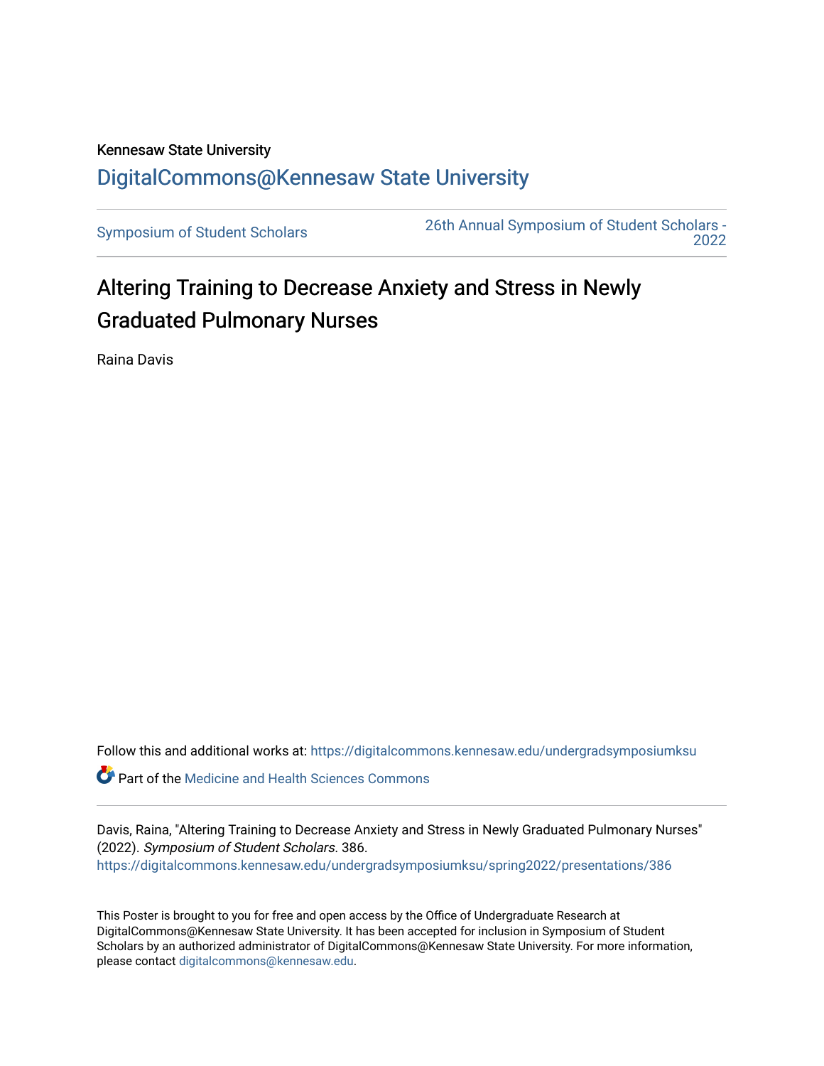Kennesaw State University

# DigitalCommons@Kennesaw State University

Symposium of Student Scholars

26th Annual Symposium of Student Scholars - 2022

## Altering Training to Decrease Anxiety and Stress in Newly Graduated Pulmonary Nurses

Raina Davis

Follow this and additional works at: https://digitalcommons.kennesaw.edu/undergradsymposiumksu

Part of the Medicine and Health Sciences Commons

Davis, Raina, "Altering Training to Decrease Anxiety and Stress in Newly Graduated Pulmonary Nurses" (2022). *Symposium of Student Scholars*. 386.
https://digitalcommons.kennesaw.edu/undergradsymposiumksu/spring2022/presentations/386

This Poster is brought to you for free and open access by the Office of Undergraduate Research at DigitalCommons@Kennesaw State University. It has been accepted for inclusion in Symposium of Student Scholars by an authorized administrator of DigitalCommons@Kennesaw State University. For more information, please contact digitalcommons@kennesaw.edu.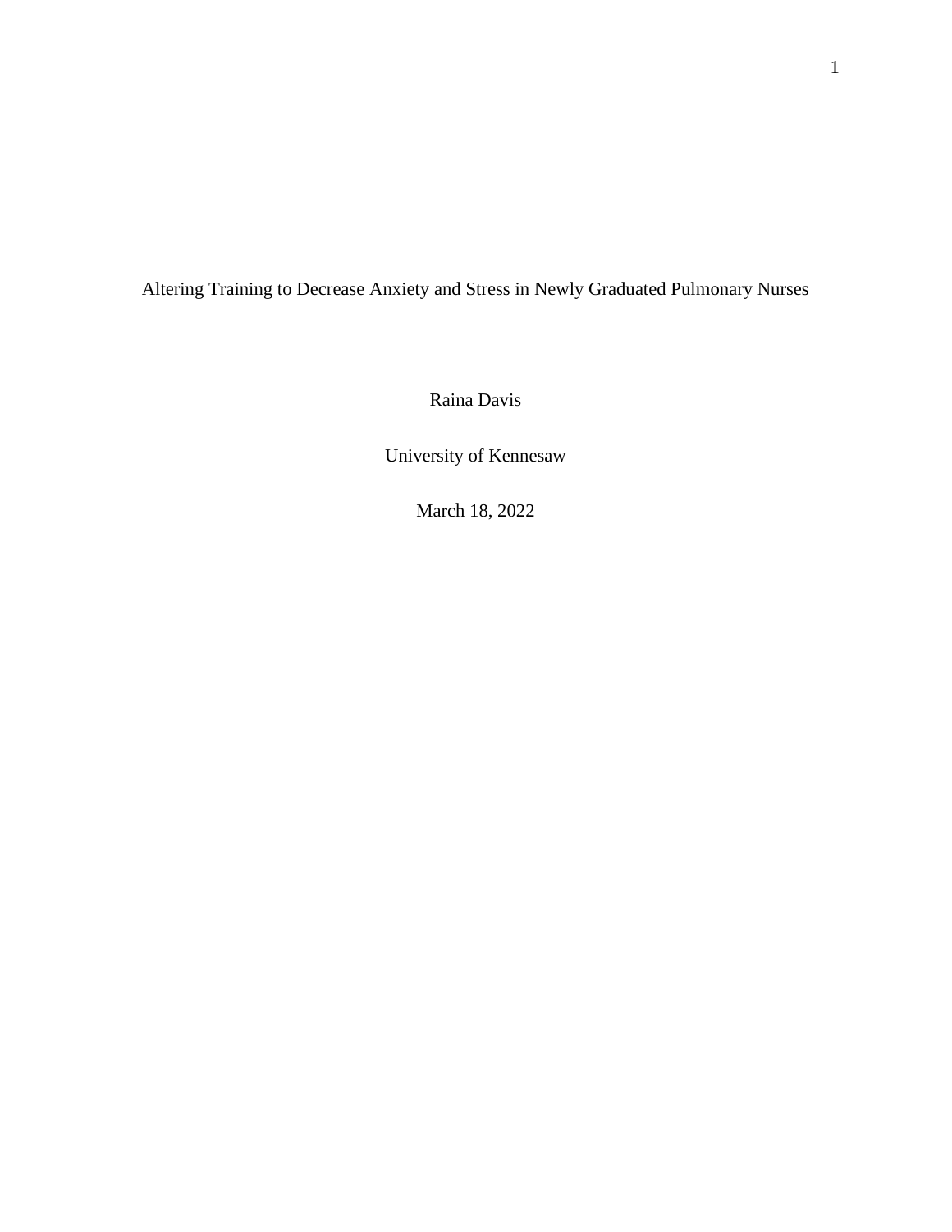Altering Training to Decrease Anxiety and Stress in Newly Graduated Pulmonary Nurses

Raina Davis

University of Kennesaw

March 18, 2022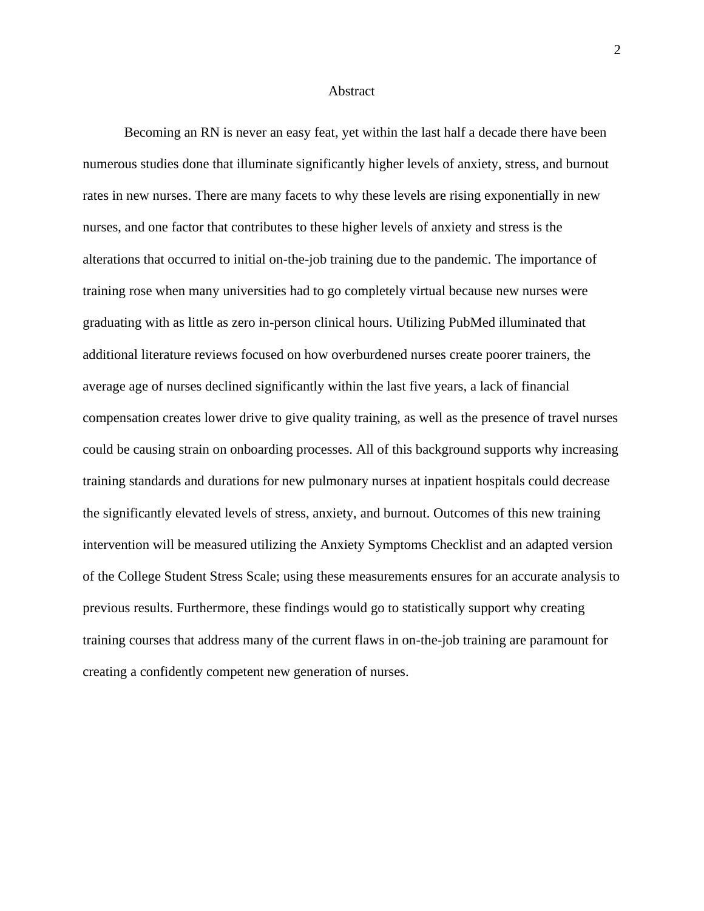# Abstract

Becoming an RN is never an easy feat, yet within the last half a decade there have been numerous studies done that illuminate significantly higher levels of anxiety, stress, and burnout rates in new nurses. There are many facets to why these levels are rising exponentially in new nurses, and one factor that contributes to these higher levels of anxiety and stress is the alterations that occurred to initial on-the-job training due to the pandemic. The importance of training rose when many universities had to go completely virtual because new nurses were graduating with as little as zero in-person clinical hours. Utilizing PubMed illuminated that additional literature reviews focused on how overburdened nurses create poorer trainers, the average age of nurses declined significantly within the last five years, a lack of financial compensation creates lower drive to give quality training, as well as the presence of travel nurses could be causing strain on onboarding processes. All of this background supports why increasing training standards and durations for new pulmonary nurses at inpatient hospitals could decrease the significantly elevated levels of stress, anxiety, and burnout. Outcomes of this new training intervention will be measured utilizing the Anxiety Symptoms Checklist and an adapted version of the College Student Stress Scale; using these measurements ensures for an accurate analysis to previous results. Furthermore, these findings would go to statistically support why creating training courses that address many of the current flaws in on-the-job training are paramount for creating a confidently competent new generation of nurses.